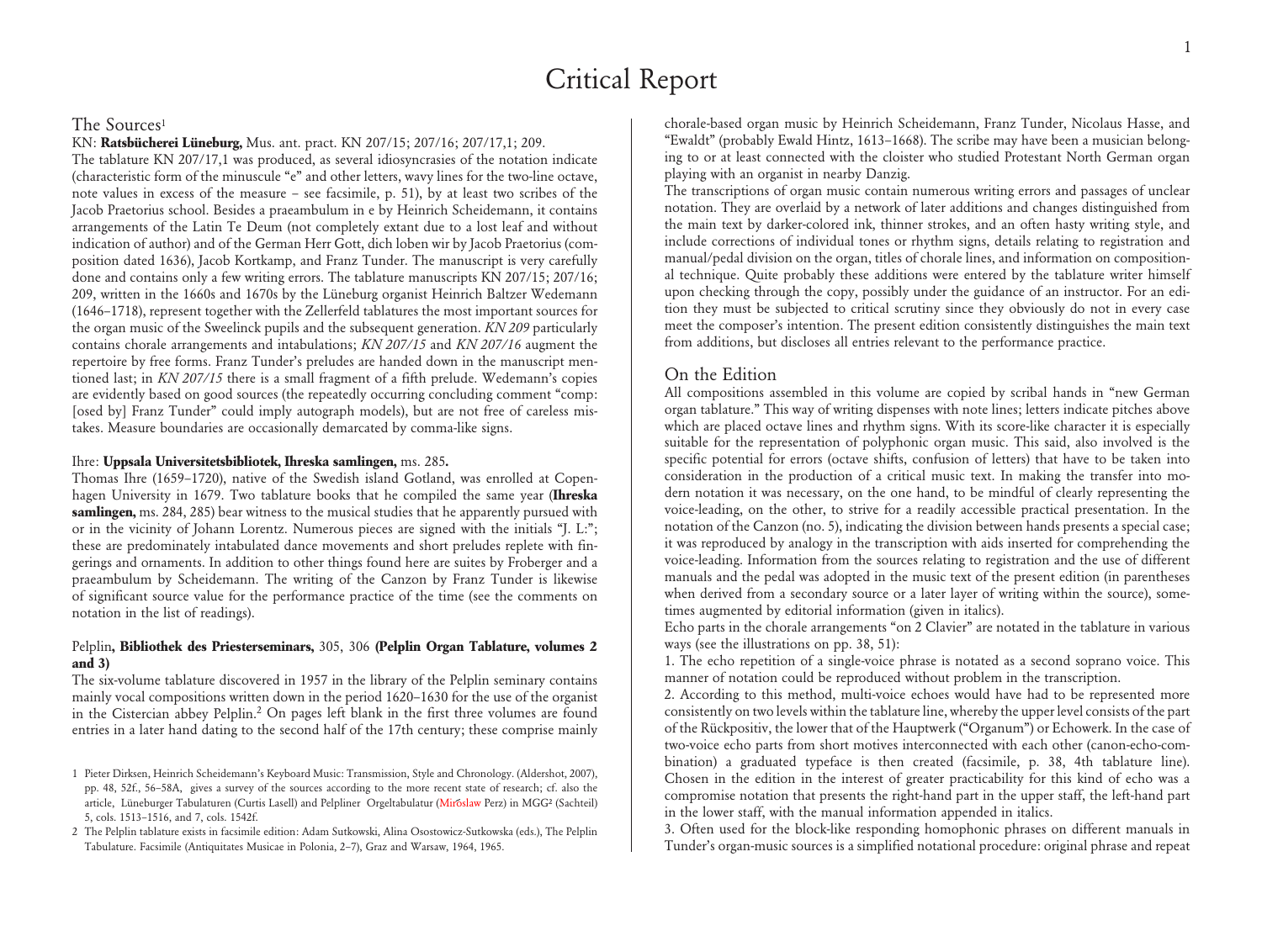# Critical Report

## The Sources[1]

KN: **Ratsbücherei Lüneburg,** Mus. ant. pract. KN 207/15; 207/16; 207/17,1; 209.

The tablature KN 207/17,1 was produced, as several idiosyncrasies of the notation indicate (characteristic form of the minuscule "e" and other letters, wavy lines for the two-line octave, note values in excess of the measure – see facsimile, p. 51), by at least two scribes of the Jacob Praetorius school. Besides a praeambulum in e by Heinrich Scheidemann, it contains arrangements of the Latin Te Deum (not completely extant due to a lost leaf and without indication of author) and of the German Herr Gott, dich loben wir by Jacob Praetorius (composition dated 1636), Jacob Kortkamp, and Franz Tunder. The manuscript is very carefully done and contains only a few writing errors. The tablature manuscripts KN 207/15; 207/16; 209, written in the 1660s and 1670s by the Lüneburg organist Heinrich Baltzer Wedemann (1646–1718), represent together with the Zellerfeld tablatures the most important sources for the organ music of the Sweelinck pupils and the subsequent generation. *KN 209* particularly contains chorale arrangements and intabulations; *KN 207/15* and *KN 207/16* augment the repertoire by free forms. Franz Tunder's preludes are handed down in the manuscript mentioned last; in *KN 207/15* there is a small fragment of a fifth prelude. Wedemann's copies are evidently based on good sources (the repeatedly occurring concluding comment "comp: [osed by] Franz Tunder" could imply autograph models), but are not free of careless mistakes. Measure boundaries are occasionally demarcated by comma-like signs.

Ihre: **Uppsala Universitetsbibliotek, Ihreska samlingen,** ms. 285**.**

Thomas Ihre (1659–1720), native of the Swedish island Gotland, was enrolled at Copenhagen University in 1679. Two tablature books that he compiled the same year (**Ihreska samlingen,** ms. 284, 285) bear witness to the musical studies that he apparently pursued with or in the vicinity of Johann Lorentz. Numerous pieces are signed with the initials "J. L:"; these are predominately intabulated dance movements and short preludes replete with fingerings and ornaments. In addition to other things found here are suites by Froberger and a praeambulum by Scheidemann. The writing of the Canzon by Franz Tunder is likewise of significant source value for the performance practice of the time (see the comments on notation in the list of readings).

Pelplin**, Bibliothek des Priesterseminars,** 305, 306 **(Pelplin Organ Tablature, volumes 2 and 3)**

The six-volume tablature discovered in 1957 in the library of the Pelplin seminary contains mainly vocal compositions written down in the period 1620–1630 for the use of the organist in the Cistercian abbey Pelplin.[2] On pages left blank in the first three volumes are found entries in a later hand dating to the second half of the 17th century; these comprise mainly chorale-based organ music by Heinrich Scheidemann, Franz Tunder, Nicolaus Hasse, and "Ewaldt" (probably Ewald Hintz, 1613–1668). The scribe may have been a musician belonging to or at least connected with the cloister who studied Protestant North German organ playing with an organist in nearby Danzig.

The transcriptions of organ music contain numerous writing errors and passages of unclear notation. They are overlaid by a network of later additions and changes distinguished from the main text by darker-colored ink, thinner strokes, and an often hasty writing style, and include corrections of individual tones or rhythm signs, details relating to registration and manual/pedal division on the organ, titles of chorale lines, and information on compositional technique. Quite probably these additions were entered by the tablature writer himself upon checking through the copy, possibly under the guidance of an instructor. For an edition they must be subjected to critical scrutiny since they obviously do not in every case meet the composer's intention. The present edition consistently distinguishes the main text from additions, but discloses all entries relevant to the performance practice.

## On the Edition

All compositions assembled in this volume are copied by scribal hands in "new German organ tablature." This way of writing dispenses with note lines; letters indicate pitches above which are placed octave lines and rhythm signs. With its score-like character it is especially suitable for the representation of polyphonic organ music. This said, also involved is the specific potential for errors (octave shifts, confusion of letters) that have to be taken into consideration in the production of a critical music text. In making the transfer into modern notation it was necessary, on the one hand, to be mindful of clearly representing the voice-leading, on the other, to strive for a readily accessible practical presentation. In the notation of the Canzon (no. 5), indicating the division between hands presents a special case; it was reproduced by analogy in the transcription with aids inserted for comprehending the voice-leading. Information from the sources relating to registration and the use of different manuals and the pedal was adopted in the music text of the present edition (in parentheses when derived from a secondary source or a later layer of writing within the source), sometimes augmented by editorial information (given in italics).

Echo parts in the chorale arrangements "on 2 Clavier" are notated in the tablature in various ways (see the illustrations on pp. 38, 51):

1. The echo repetition of a single-voice phrase is notated as a second soprano voice. This manner of notation could be reproduced without problem in the transcription.
2. According to this method, multi-voice echoes would have had to be represented more consistently on two levels within the tablature line, whereby the upper level consists of the part of the Rückpositiv, the lower that of the Hauptwerk ("Organum") or Echowerk. In the case of two-voice echo parts from short motives interconnected with each other (canon-echo-combination) a graduated typeface is then created (facsimile, p. 38, 4th tablature line). Chosen in the edition in the interest of greater practicability for this kind of echo was a compromise notation that presents the right-hand part in the upper staff, the left-hand part in the lower staff, with the manual information appended in italics.
3. Often used for the block-like responding homophonic phrases on different manuals in Tunder's organ-music sources is a simplified notational procedure: original phrase and repeat

---

[1] Pieter Dirksen, Heinrich Scheidemann's Keyboard Music: Transmission, Style and Chronology. (Aldershot, 2007), pp. 48, 52f., 56–58A, gives a survey of the sources according to the more recent state of research; cf. also the article, Lüneburger Tabulaturen (Curtis Lasell) and Pelpliner Orgeltabulatur (Mirosław Perz) in MGG² (Sachteil) 5, cols. 1513–1516, and 7, cols. 1542f.

[2] The Pelplin tablature exists in facsimile edition: Adam Sutkowski, Alina Osostowicz-Sutkowska (eds.), The Pelplin Tabulature. Facsimile (Antiquitates Musicae in Polonia, 2–7), Graz and Warsaw, 1964, 1965.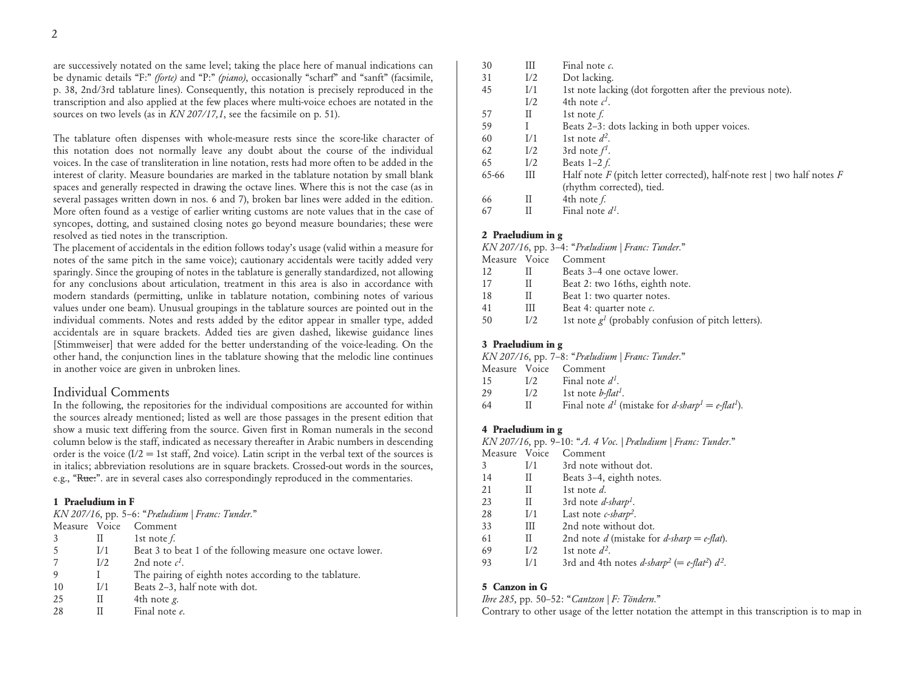are successively notated on the same level; taking the place here of manual indications can be dynamic details "F:" *(forte)* and "P:" *(piano)*, occasionally "scharf" and "sanft" (facsimile, p. 38, 2nd/3rd tablature lines). Consequently, this notation is precisely reproduced in the transcription and also applied at the few places where multi-voice echoes are notated in the sources on two levels (as in *KN 207/17,1*, see the facsimile on p. 51).

The tablature often dispenses with whole-measure rests since the score-like character of this notation does not normally leave any doubt about the course of the individual voices. In the case of transliteration in line notation, rests had more often to be added in the interest of clarity. Measure boundaries are marked in the tablature notation by small blank spaces and generally respected in drawing the octave lines. Where this is not the case (as in several passages written down in nos. 6 and 7), broken bar lines were added in the edition. More often found as a vestige of earlier writing customs are note values that in the case of syncopes, dotting, and sustained closing notes go beyond measure boundaries; these were resolved as tied notes in the transcription.

The placement of accidentals in the edition follows today's usage (valid within a measure for notes of the same pitch in the same voice); cautionary accidentals were tacitly added very sparingly. Since the grouping of notes in the tablature is generally standardized, not allowing for any conclusions about articulation, treatment in this area is also in accordance with modern standards (permitting, unlike in tablature notation, combining notes of various values under one beam). Unusual groupings in the tablature sources are pointed out in the individual comments. Notes and rests added by the editor appear in smaller type, added accidentals are in square brackets. Added ties are given dashed, likewise guidance lines [Stimmweiser] that were added for the better understanding of the voice-leading. On the other hand, the conjunction lines in the tablature showing that the melodic line continues in another voice are given in unbroken lines.

## Individual Comments

In the following, the repositories for the individual compositions are accounted for within the sources already mentioned; listed as well are those passages in the present edition that show a music text differing from the source. Given first in Roman numerals in the second column below is the staff, indicated as necessary thereafter in Arabic numbers in descending order is the voice (I/2 = 1st staff, 2nd voice). Latin script in the verbal text of the sources is in italics; abbreviation resolutions are in square brackets. Crossed-out words in the sources, e.g., "~~Ruc:~~". are in several cases also correspondingly reproduced in the commentaries.

### 1 Praeludium in F

*KN 207/16*, pp. 5–6: "*Prælude | Franc: Tunder.*"

| Measure | Voice | Comment |
|---|---|---|
| 3 | II | 1st note *f*. |
| 5 | I/1 | Beat 3 to beat 1 of the following measure one octave lower. |
| 7 | I/2 | 2nd note *c$^1$*. |
| 9 | I | The pairing of eighth notes according to the tablature. |
| 10 | I/1 | Beats 2–3, half note with dot. |
| 25 | II | 4th note *g*. |
| 28 | II | Final note *e*. |
| 30 | III | Final note *c*. |
| 31 | I/2 | Dot lacking. |
| 45 | I/1 | 1st note lacking (dot forgotten after the previous note). |
|  | I/2 | 4th note *c$^1$*. |
| 57 | II | 1st note *f*. |
| 59 | I | Beats 2–3: dots lacking in both upper voices. |
| 60 | I/1 | 1st note *d$^2$*. |
| 62 | I/2 | 3rd note *f$^1$*. |
| 65 | I/2 | Beats 1–2 *f*. |
| 65-66 | III | Half note *F* (pitch letter corrected), half-note rest \| two half notes *F* (rhythm corrected), tied. |
| 66 | II | 4th note *f*. |
| 67 | II | Final note *d$^1$*. |

### 2 Praeludium in g

*KN 207/16*, pp. 3–4: "*Prælude | Franc: Tunder.*"

| Measure | Voice | Comment |
|---|---|---|
| 12 | II | Beats 3–4 one octave lower. |
| 17 | II | Beat 2: two 16ths, eighth note. |
| 18 | II | Beat 1: two quarter notes. |
| 41 | III | Beat 4: quarter note *c*. |
| 50 | I/2 | 1st note *g$^1$* (probably confusion of pitch letters). |

### 3 Praeludium in g

*KN 207/16*, pp. 7–8: "*Prælude | Franc: Tunder.*"

| Measure | Voice | Comment |
|---|---|---|
| 15 | I/2 | Final note *d$^1$*. |
| 29 | I/2 | 1st note *b-flat$^1$*. |
| 64 | II | Final note *d$^1$* (mistake for *d-sharp$^1$* = *e-flat$^1$*). |

### 4 Praeludium in g

*KN 207/16*, pp. 9–10: "*A. 4 Voc. | Prælude | Franc: Tunder.*"

| Measure | Voice | Comment |
|---|---|---|
| 3 | I/1 | 3rd note without dot. |
| 14 | II | Beats 3–4, eighth notes. |
| 21 | II | 1st note *d*. |
| 23 | II | 3rd note *d-sharp$^1$*. |
| 28 | I/1 | Last note *c-sharp$^2$*. |
| 33 | III | 2nd note without dot. |
| 61 | II | 2nd note *d* (mistake for *d-sharp* = *e-flat*). |
| 69 | I/2 | 1st note *d$^2$*. |
| 93 | I/1 | 3rd and 4th notes *d-sharp$^2$* (= *e-flat$^2$*) *d$^2$*. |

### 5 Canzon in G

*Ihre 285*, pp. 50–52: "*Cantzon | F: Töndern.*"

Contrary to other usage of the letter notation the attempt in this transcription is to map in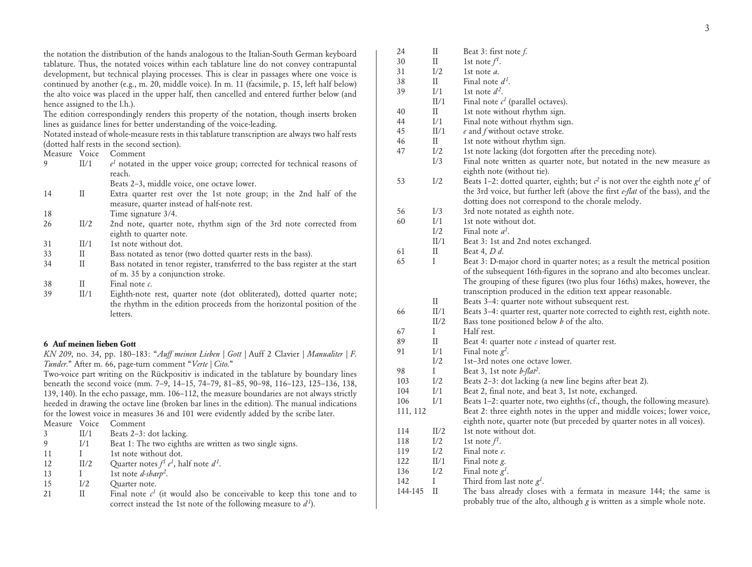the notation the distribution of the hands analogous to the Italian-South German keyboard tablature. Thus, the notated voices within each tablature line do not convey contrapuntal development, but technical playing processes. This is clear in passages where one voice is continued by another (e.g., m. 20, middle voice). In m. 11 (facsimile, p. 15, left half below) the alto voice was placed in the upper half, then cancelled and entered further below (and hence assigned to the l.h.).

The edition correspondingly renders this property of the notation, though inserts broken lines as guidance lines for better understanding of the voice-leading.

Notated instead of whole-measure rests in this tablature transcription are always two half rests (dotted half rests in the second section).

| Measure | Voice | Comment |
|---|---|---|
| 9 | II/1 | $e^1$ notated in the upper voice group; corrected for technical reasons of reach. |
| | | Beats 2–3, middle voice, one octave lower. |
| 14 | II | Extra quarter rest over the 1st note group; in the 2nd half of the measure, quarter instead of half-note rest. |
| 18 | | Time signature 3/4. |
| 26 | II/2 | 2nd note, quarter note, rhythm sign of the 3rd note corrected from eighth to quarter note. |
| 31 | II/1 | 1st note without dot. |
| 33 | II | Bass notated as tenor (two dotted quarter rests in the bass). |
| 34 | II | Bass notated in tenor register, transferred to the bass register at the start of m. 35 by a conjunction stroke. |
| 38 | II | Final note *c*. |
| 39 | II/1 | Eighth-note rest, quarter note (dot obliterated), dotted quarter note; the rhythm in the edition proceeds from the horizontal position of the letters. |

### 6 Auf meinen lieben Gott

*KN 209*, no. 34, pp. 180–183: "*Auff meinen Lieben* | *Gott* | Auff 2 Clavier | *Manualiter* | *F. Tunder.*" After m. 66, page-turn comment "*Verte* | *Cito.*"

Two-voice part writing on the Rückpositiv is indicated in the tablature by boundary lines beneath the second voice (mm. 7–9, 14–15, 74–79, 81–85, 90–98, 116–123, 125–136, 138, 139, 140). In the echo passage, mm. 106–112, the measure boundaries are not always strictly heeded in drawing the octave line (broken bar lines in the edition). The manual indications for the lowest voice in measures 36 and 101 were evidently added by the scribe later.

| Measure | Voice | Comment |
|---|---|---|
| 3 | II/1 | Beats 2–3: dot lacking. |
| 9 | I/1 | Beat 1: The two eighths are written as two single signs. |
| 11 | I | 1st note without dot. |
| 12 | II/2 | Quarter notes $f^1$ $e^1$, half note $d^1$. |
| 13 | I | 1st note *d-sharp*$^2$. |
| 15 | I/2 | Quarter note. |
| 21 | II | Final note $c^1$ (it would also be conceivable to keep this tone and to correct instead the 1st note of the following measure to $d^1$). |
| 24 | II | Beat 3: first note *f*. |
| 30 | II | 1st note $f^1$. |
| 31 | I/2 | 1st note *a*. |
| 38 | II | Final note $d^1$. |
| 39 | I/1 | 1st note $d^2$. |
| | II/1 | Final note $c^1$ (parallel octaves). |
| 40 | II | 1st note without rhythm sign. |
| 44 | I/1 | Final note without rhythm sign. |
| 45 | II/1 | *e* and *f* without octave stroke. |
| 46 | II | 1st note without rhythm sign. |
| 47 | I/2 | 1st note lacking (dot forgotten after the preceding note). |
| | I/3 | Final note written as quarter note, but notated in the new measure as eighth note (without tie). |
| 53 | I/2 | Beats 1–2: dotted quarter, eighth; but $c^2$ is not over the eighth note $g^1$ of the 3rd voice, but further left (above the first *e-flat* of the bass), and the dotting does not correspond to the chorale melody. |
| 56 | I/3 | 3rd note notated as eighth note. |
| 60 | I/1 | 1st note without dot. |
| | I/2 | Final note $a^1$. |
| | II/1 | Beat 3: 1st and 2nd notes exchanged. |
| 61 | II | Beat 4, *D d*. |
| 65 | I | Beat 3: D-major chord in quarter notes; as a result the metrical position of the subsequent 16th-figures in the soprano and alto becomes unclear. The grouping of these figures (two plus four 16ths) makes, however, the transcription produced in the edition text appear reasonable. |
| | II | Beats 3–4: quarter note without subsequent rest. |
| 66 | II/1 | Beats 3–4: quarter rest, quarter note corrected to eighth rest, eighth note. |
| | II/2 | Bass tone positioned below *b* of the alto. |
| 67 | I | Half rest. |
| 89 | II | Beat 4: quarter note *c* instead of quarter rest. |
| 91 | I/1 | Final note $g^2$. |
| | I/2 | 1st–3rd notes one octave lower. |
| 98 | I | Beat 3, 1st note *b-flat*$^2$. |
| 103 | I/2 | Beats 2–3: dot lacking (a new line begins after beat 2). |
| 104 | I/1 | Beat 2, final note, and beat 3, 1st note, exchanged. |
| 106 | I/1 | Beats 1–2: quarter note, two eighths (cf., though, the following measure). |
| 111, 112 | | Beat 2: three eighth notes in the upper and middle voices; lower voice, eighth note, quarter note (but preceded by quarter notes in all voices). |
| 114 | II/2 | 1st note without dot. |
| 118 | I/2 | 1st note $f^1$. |
| 119 | I/2 | Final note *e*. |
| 122 | II/1 | Final note *g*. |
| 136 | I/2 | Final note $g^1$. |
| 142 | I | Third from last note $g^1$. |
| 144-145 | II | The bass already closes with a fermata in measure 144; the same is probably true of the alto, although *g* is written as a simple whole note. |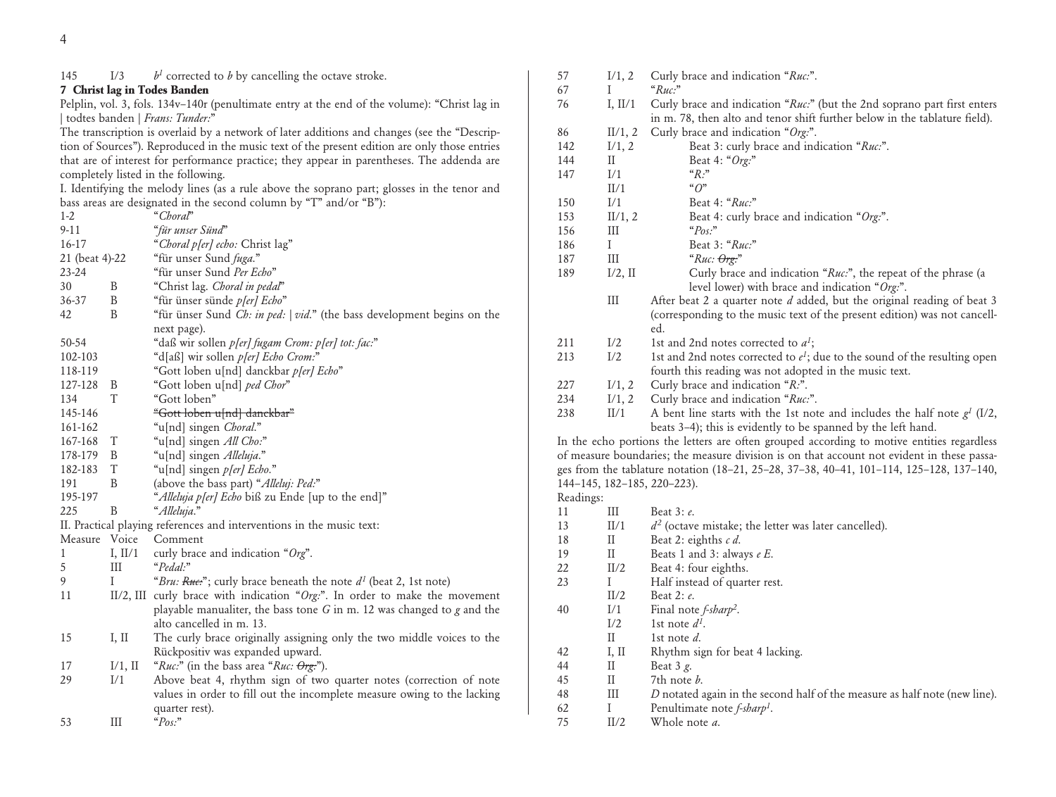| | | |
|---|---|---|
| 145 | I/3 | $b^1$ corrected to *b* by cancelling the octave stroke. |

## 7 Christ lag in Todes Banden

Pelplin, vol. 3, fols. 134v–140r (penultimate entry at the end of the volume): "Christ lag in | todtes banden | *Frans: Tunder:*"

The transcription is overlaid by a network of later additions and changes (see the "Description of Sources"). Reproduced in the music text of the present edition are only those entries that are of interest for performance practice; they appear in parentheses. The addenda are completely listed in the following.

I. Identifying the melody lines (as a rule above the soprano part; glosses in the tenor and bass areas are designated in the second column by "T" and/or "B"):

| | | |
|---|---|---|
| 1-2 | | "*Choral*" |
| 9-11 | | "*für unser Sünd*" |
| 16-17 | | "*Choral p[er] echo:* Christ lag" |
| 21 (beat 4)-22 | | "für unser Sund *fuga.*" |
| 23-24 | | "für unser Sund *Per Echo*" |
| 30 | B | "Christ lag. *Choral in pedal*" |
| 36-37 | B | "für ünser sünde *p[er] Echo*" |
| 42 | B | "für ünser Sund *Ch: in ped: \| vid.*" (the bass development begins on the next page). |
| 50-54 | | "daß wir sollen *p[er] fugam Crom: p[er] tot: fac:*" |
| 102-103 | | "d[aß] wir sollen *p[er] Echo Crom:*" |
| 118-119 | | "Gott loben u[nd] danckbar *p[er] Echo*" |
| 127-128 | B | "Gott loben u[nd] *ped Chor*" |
| 134 | T | "Gott loben" |
| 145-146 | | "~~Gott loben u[nd] danckbar~~" |
| 161-162 | | "u[nd] singen *Choral.*" |
| 167-168 | T | "u[nd] singen *All Cho:*" |
| 178-179 | B | "u[nd] singen *Alleluja.*" |
| 182-183 | T | "u[nd] singen *p[er] Echo.*" |
| 191 | B | (above the bass part) "*Alleluj: Ped:*" |
| 195-197 | | "*Alleluja p[er] Echo* biß zu Ende [up to the end]" |
| 225 | B | "*Alleluja.*" |

II. Practical playing references and interventions in the music text:

| Measure | Voice | Comment |
|---|---|---|
| 1 | I, II/1 | curly brace and indication "*Org*". |
| 5 | III | "*Pedal:*" |
| 9 | I | "*Bru: ~~Ruc:~~*"; curly brace beneath the note $d^1$ (beat 2, 1st note) |
| 11 | II/2, III | curly brace with indication "*Org:*". In order to make the movement playable manualiter, the bass tone *G* in m. 12 was changed to *g* and the alto cancelled in m. 13. |
| 15 | I, II | The curly brace originally assigning only the two middle voices to the Rückpositiv was expanded upward. |
| 17 | I/1, II | "*Ruc:*" (in the bass area "*Ruc: ~~Org:~~*"). |
| 29 | I/1 | Above beat 4, rhythm sign of two quarter notes (correction of note values in order to fill out the incomplete measure owing to the lacking quarter rest). |
| 53 | III | "*Pos:*" |
| 57 | I/1, 2 | Curly brace and indication "*Ruc:*". |
| 67 | I | "*Ruc:*" |
| 76 | I, II/1 | Curly brace and indication "*Ruc:*" (but the 2nd soprano part first enters in m. 78, then alto and tenor shift further below in the tablature field). |
| 86 | II/1, 2 | Curly brace and indication "*Org:*". |
| 142 | I/1, 2 | Beat 3: curly brace and indication "*Ruc:*". |
| 144 | II | Beat 4: "*Org:*" |
| 147 | I/1 | "*R:*" |
| | II/1 | "*O*" |
| 150 | I/1 | Beat 4: "*Ruc:*" |
| 153 | II/1, 2 | Beat 4: curly brace and indication "*Org:*". |
| 156 | III | "*Pos:*" |
| 186 | I | Beat 3: "*Ruc:*" |
| 187 | III | "*Ruc: ~~Org:~~*" |
| 189 | I/2, II | Curly brace and indication "*Ruc:*", the repeat of the phrase (a level lower) with brace and indication "*Org:*". |
| | III | After beat 2 a quarter note *d* added, but the original reading of beat 3 (corresponding to the music text of the present edition) was not cancelled. |
| 211 | I/2 | 1st and 2nd notes corrected to $a^1$; |
| 213 | I/2 | 1st and 2nd notes corrected to $e^1$; due to the sound of the resulting open fourth this reading was not adopted in the music text. |
| 227 | I/1, 2 | Curly brace and indication "*R:*". |
| 234 | I/1, 2 | Curly brace and indication "*Ruc:*". |
| 238 | II/1 | A bent line starts with the 1st note and includes the half note $g^1$ (I/2, beats 3–4); this is evidently to be spanned by the left hand. |

In the echo portions the letters are often grouped according to motive entities regardless of measure boundaries; the measure division is on that account not evident in these passages from the tablature notation (18–21, 25–28, 37–38, 40–41, 101–114, 125–128, 137–140, 144–145, 182–185, 220–223).

Readings:

| | | |
|---|---|---|
| 11 | III | Beat 3: *e*. |
| 13 | II/1 | $d^2$ (octave mistake; the letter was later cancelled). |
| 18 | II | Beat 2: eighths *c d*. |
| 19 | II | Beats 1 and 3: always *e E*. |
| 22 | II/2 | Beat 4: four eighths. |
| 23 | I | Half instead of quarter rest. |
| | II/2 | Beat 2: *e*. |
| 40 | I/1 | Final note *f-sharp*$^2$. |
| | I/2 | 1st note $d^1$. |
| | II | 1st note *d*. |
| 42 | I, II | Rhythm sign for beat 4 lacking. |
| 44 | II | Beat 3 *g*. |
| 45 | II | 7th note *b*. |
| 48 | III | *D* notated again in the second half of the measure as half note (new line). |
| 62 | I | Penultimate note *f-sharp*$^1$. |
| 75 | II/2 | Whole note *a*. |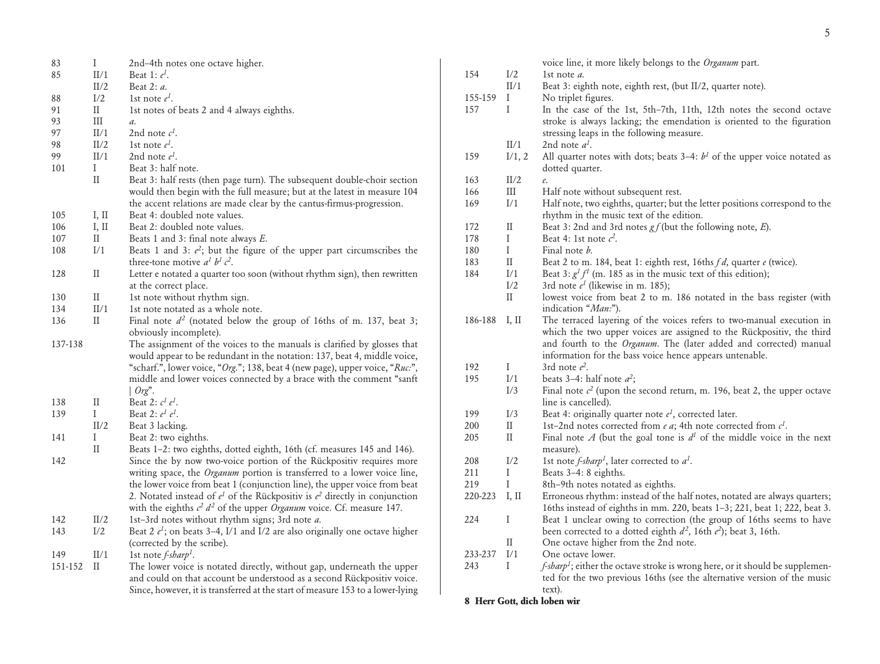| | | |
|---|---|---|
| 83 | I | 2nd–4th notes one octave higher. |
| 85 | II/1 | Beat 1: $e^1$. |
| | II/2 | Beat 2: *a*. |
| 88 | I/2 | 1st note $e^1$. |
| 91 | II | 1st notes of beats 2 and 4 always eighths. |
| 93 | III | *a*. |
| 97 | II/1 | 2nd note $c^1$. |
| 98 | II/2 | 1st note $e^1$. |
| 99 | II/1 | 2nd note $e^1$. |
| 101 | I | Beat 3: half note. |
| | II | Beat 3: half rests (then page turn). The subsequent double-choir section would then begin with the full measure; but at the latest in measure 104 the accent relations are made clear by the cantus-firmus-progression. |
| 105 | I, II | Beat 4: doubled note values. |
| 106 | I, II | Beat 2: doubled note values. |
| 107 | II | Beats 1 and 3: final note always *E*. |
| 108 | I/1 | Beats 1 and 3: $e^2$; but the figure of the upper part circumscribes the three-tone motive $a^1$ $b^1$ $c^2$. |
| 128 | II | Letter e notated a quarter too soon (without rhythm sign), then rewritten at the correct place. |
| 130 | II | 1st note without rhythm sign. |
| 134 | II/1 | 1st note notated as a whole note. |
| 136 | II | Final note $d^2$ (notated below the group of 16ths of m. 137, beat 3; obviously incomplete). |
| 137-138 | | The assignment of the voices to the manuals is clarified by glosses that would appear to be redundant in the notation: 137, beat 4, middle voice, "scharf.", lower voice, "*Org.*"; 138, beat 4 (new page), upper voice, "*Ruc:*", middle and lower voices connected by a brace with the comment "sanft \| *Org*". |
| 138 | II | Beat 2: $c^1$ $e^1$. |
| 139 | I | Beat 2: $e^1$ $e^1$. |
| | II/2 | Beat 3 lacking. |
| 141 | I | Beat 2: two eighths. |
| | II | Beats 1–2: two eighths, dotted eighth, 16th (cf. measures 145 and 146). |
| 142 | | Since the by now two-voice portion of the Rückpositiv requires more writing space, the *Organum* portion is transferred to a lower voice line, the lower voice from beat 1 (conjunction line), the upper voice from beat 2. Notated instead of $e^1$ of the Rückpositiv is $e^2$ directly in conjunction with the eighths $c^2$ $d^2$ of the upper *Organum* voice. Cf. measure 147. |
| 142 | II/2 | 1st–3rd notes without rhythm signs; 3rd note *a*. |
| 143 | I/2 | Beat 2 $e^1$; on beats 3–4, I/1 and I/2 are also originally one octave higher (corrected by the scribe). |
| 149 | II/1 | 1st note *f-sharp*$^1$. |
| 151-152 | II | The lower voice is notated directly, without gap, underneath the upper and could on that account be understood as a second Rückpositiv voice. Since, however, it is transferred at the start of measure 153 to a lower-lying voice line, it more likely belongs to the *Organum* part. |
| 154 | I/2 | 1st note *a*. |
| | II/1 | Beat 3: eighth note, eighth rest, (but II/2, quarter note). |
| 155-159 | I | No triplet figures. |
| 157 | I | In the case of the 1st, 5th–7th, 11th, 12th notes the second octave stroke is always lacking; the emendation is oriented to the figuration stressing leaps in the following measure. |
| | II/1 | 2nd note $a^1$. |
| 159 | I/1, 2 | All quarter notes with dots; beats 3–4: $b^1$ of the upper voice notated as dotted quarter. |
| 163 | II/2 | *e*. |
| 166 | III | Half note without subsequent rest. |
| 169 | I/1 | Half note, two eighths, quarter; but the letter positions correspond to the rhythm in the music text of the edition. |
| 172 | II | Beat 3: 2nd and 3rd notes *g f* (but the following note, *E*). |
| 178 | I | Beat 4: 1st note $c^2$. |
| 180 | I | Final note *b*. |
| 183 | II | Beat 2 to m. 184, beat 1: eighth rest, 16ths *f d*, quarter *e* (twice). |
| 184 | I/1 | Beat 3: $g^1$ $f^1$ (m. 185 as in the music text of this edition); |
| | I/2 | 3rd note $e^1$ (likewise in m. 185); |
| | II | lowest voice from beat 2 to m. 186 notated in the bass register (with indication "*Man:*"). |
| 186-188 | I, II | The terraced layering of the voices refers to two-manual execution in which the two upper voices are assigned to the Rückpositiv, the third and fourth to the *Organum*. The (later added and corrected) manual information for the bass voice hence appears untenable. |
| 192 | I | 3rd note $e^2$. |
| 195 | I/1 | beats 3–4: half note $a^2$; |
| | I/3 | Final note $c^2$ (upon the second return, m. 196, beat 2, the upper octave line is cancelled). |
| 199 | I/3 | Beat 4: originally quarter note $e^1$, corrected later. |
| 200 | II | 1st–2nd notes corrected from *e a*; 4th note corrected from $c^1$. |
| 205 | II | Final note *A* (but the goal tone is $d^1$ of the middle voice in the next measure). |
| 208 | I/2 | 1st note *f-sharp*$^1$, later corrected to $a^1$. |
| 211 | I | Beats 3–4: 8 eighths. |
| 219 | I | 8th–9th notes notated as eighths. |
| 220-223 | I, II | Erroneous rhythm: instead of the half notes, notated are always quarters; 16ths instead of eighths in mm. 220, beats 1–3; 221, beat 1; 222, beat 3. |
| 224 | I | Beat 1 unclear owing to correction (the group of 16ths seems to have been corrected to a dotted eighth $d^2$, 16th $e^2$); beat 3, 16th. |
| | II | One octave higher from the 2nd note. |
| 233-237 | I/1 | One octave lower. |
| 243 | I | *f-sharp*$^1$; either the octave stroke is wrong here, or it should be supplemented for the two previous 16ths (see the alternative version of the music text). |

**8 Herr Gott, dich loben wir**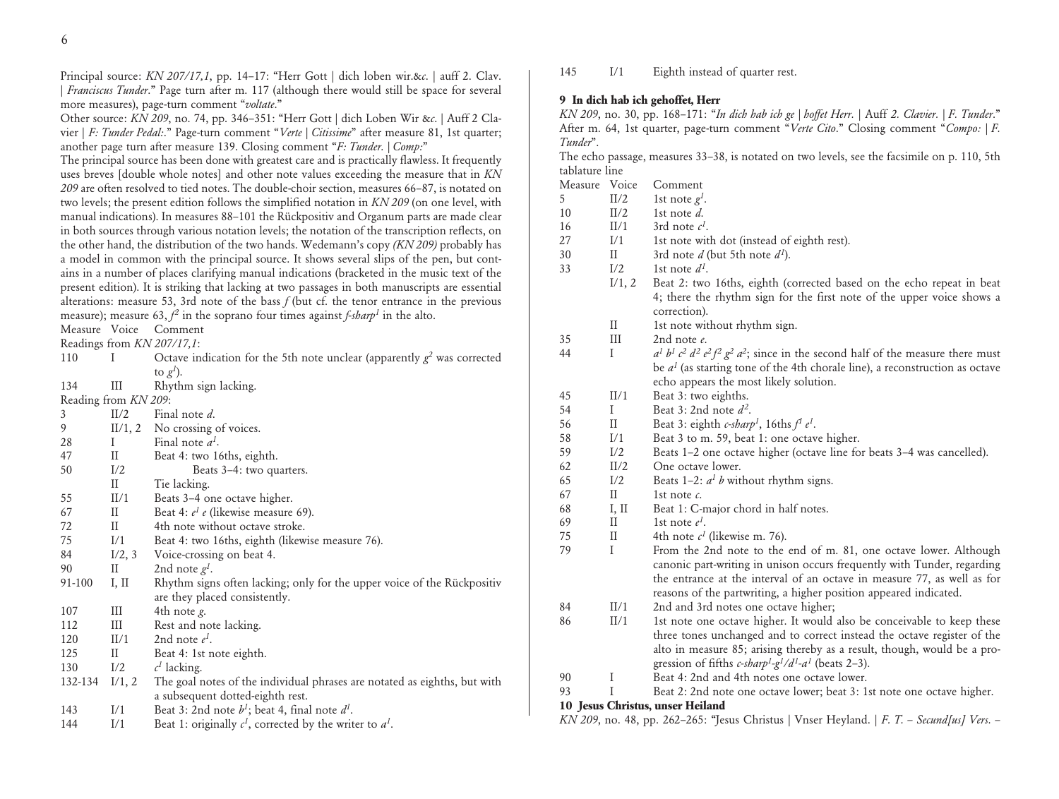Principal source: *KN 207/17,1*, pp. 14–17: "Herr Gott | dich loben wir.&c. | auff 2. Clav. | *Franciscus Tunder*." Page turn after m. 117 (although there would still be space for several more measures), page-turn comment "*voltate*."

Other source: *KN 209*, no. 74, pp. 346–351: "Herr Gott | dich Loben Wir &c. | Auff 2 Clavier | *F: Tunder Pedal:*." Page-turn comment "*Verte | Citissime*" after measure 81, 1st quarter; another page turn after measure 139. Closing comment "*F: Tunder. | Comp:*"

The principal source has been done with greatest care and is practically flawless. It frequently uses breves [double whole notes] and other note values exceeding the measure that in *KN 209* are often resolved to tied notes. The double-choir section, measures 66–87, is notated on two levels; the present edition follows the simplified notation in *KN 209* (on one level, with manual indications). In measures 88–101 the Rückpositiv and Organum parts are made clear in both sources through various notation levels; the notation of the transcription reflects, on the other hand, the distribution of the two hands. Wedemann's copy *(KN 209)* probably has a model in common with the principal source. It shows several slips of the pen, but contains in a number of places clarifying manual indications (bracketed in the music text of the present edition). It is striking that lacking at two passages in both manuscripts are essential alterations: measure 53, 3rd note of the bass *f* (but cf. the tenor entrance in the previous measure); measure 63, $f^2$ in the soprano four times against *f-sharp*$^1$ in the alto.

| Measure | Voice | Comment |
|---|---|---|
| Readings from *KN 207/17,1*: | | |
| 110 | I | Octave indication for the 5th note unclear (apparently $g^2$ was corrected to $g^1$). |
| 134 | III | Rhythm sign lacking. |
| Reading from *KN 209*: | | |
| 3 | II/2 | Final note *d*. |
| 9 | II/1, 2 | No crossing of voices. |
| 28 | I | Final note $a^1$. |
| 47 | II | Beat 4: two 16ths, eighth. |
| 50 | I/2 | Beats 3–4: two quarters. |
| | II | Tie lacking. |
| 55 | II/1 | Beats 3–4 one octave higher. |
| 67 | II | Beat 4: $e^1$ *e* (likewise measure 69). |
| 72 | II | 4th note without octave stroke. |
| 75 | I/1 | Beat 4: two 16ths, eighth (likewise measure 76). |
| 84 | I/2, 3 | Voice-crossing on beat 4. |
| 90 | II | 2nd note $g^1$. |
| 91-100 | I, II | Rhythm signs often lacking; only for the upper voice of the Rückpositiv are they placed consistently. |
| 107 | III | 4th note *g*. |
| 112 | III | Rest and note lacking. |
| 120 | II/1 | 2nd note $e^1$. |
| 125 | II | Beat 4: 1st note eighth. |
| 130 | I/2 | $c^1$ lacking. |
| 132-134 | I/1, 2 | The goal notes of the individual phrases are notated as eighths, but with a subsequent dotted-eighth rest. |
| 143 | I/1 | Beat 3: 2nd note $b^1$; beat 4, final note $d^1$. |
| 144 | I/1 | Beat 1: originally $c^1$, corrected by the writer to $a^1$. |
| 145 | I/1 | Eighth instead of quarter rest. |

### 9 In dich hab ich gehoffet, Herr

*KN 209*, no. 30, pp. 168–171: "*In dich hab ich ge | hoffet Herr.* | Auff *2. Clavier. | F. Tunder*." After m. 64, 1st quarter, page-turn comment "*Verte Cito*." Closing comment "*Compo: | F. Tunder*".

The echo passage, measures 33–38, is notated on two levels, see the facsimile on p. 110, 5th tablature line

| Measure | Voice | Comment |
|---|---|---|
| 5 | II/2 | 1st note $g^1$. |
| 10 | II/2 | 1st note *d*. |
| 16 | II/1 | 3rd note $c^1$. |
| 27 | I/1 | 1st note with dot (instead of eighth rest). |
| 30 | II | 3rd note *d* (but 5th note $d^1$). |
| 33 | I/2 | 1st note $d^1$. |
| | I/1, 2 | Beat 2: two 16ths, eighth (corrected based on the echo repeat in beat 4; there the rhythm sign for the first note of the upper voice shows a correction). |
| | II | 1st note without rhythm sign. |
| 35 | III | 2nd note *e*. |
| 44 | I | $a^1$ $b^1$ $c^2$ $d^2$ $e^2$ $f^2$ $g^2$ $a^2$; since in the second half of the measure there must be $a^1$ (as starting tone of the 4th chorale line), a reconstruction as octave echo appears the most likely solution. |
| 45 | II/1 | Beat 3: two eighths. |
| 54 | I | Beat 3: 2nd note $d^2$. |
| 56 | II | Beat 3: eighth *c-sharp*$^1$, 16ths $f^1$ $e^1$. |
| 58 | I/1 | Beat 3 to m. 59, beat 1: one octave higher. |
| 59 | I/2 | Beats 1–2 one octave higher (octave line for beats 3–4 was cancelled). |
| 62 | II/2 | One octave lower. |
| 65 | I/2 | Beats 1–2: $a^1$ *b* without rhythm signs. |
| 67 | II | 1st note *c*. |
| 68 | I, II | Beat 1: C-major chord in half notes. |
| 69 | II | 1st note $e^1$. |
| 75 | II | 4th note $c^1$ (likewise m. 76). |
| 79 | I | From the 2nd note to the end of m. 81, one octave lower. Although canonic part-writing in unison occurs frequently with Tunder, regarding the entrance at the interval of an octave in measure 77, as well as for reasons of the partwriting, a higher position appeared indicated. |
| 84 | II/1 | 2nd and 3rd notes one octave higher; |
| 86 | II/1 | 1st note one octave higher. It would also be conceivable to keep these three tones unchanged and to correct instead the octave register of the alto in measure 85; arising thereby as a result, though, would be a progression of fifths *c-sharp*$^1$-$g^1$/$d^1$-$a^1$ (beats 2–3). |
| 90 | I | Beat 4: 2nd and 4th notes one octave lower. |
| 93 | I | Beat 2: 2nd note one octave lower; beat 3: 1st note one octave higher. |

### 10 Jesus Christus, unser Heiland

*KN 209*, no. 48, pp. 262–265: "Jesus Christus | Vnser Heyland. | *F. T. – Secund[us] Vers. –*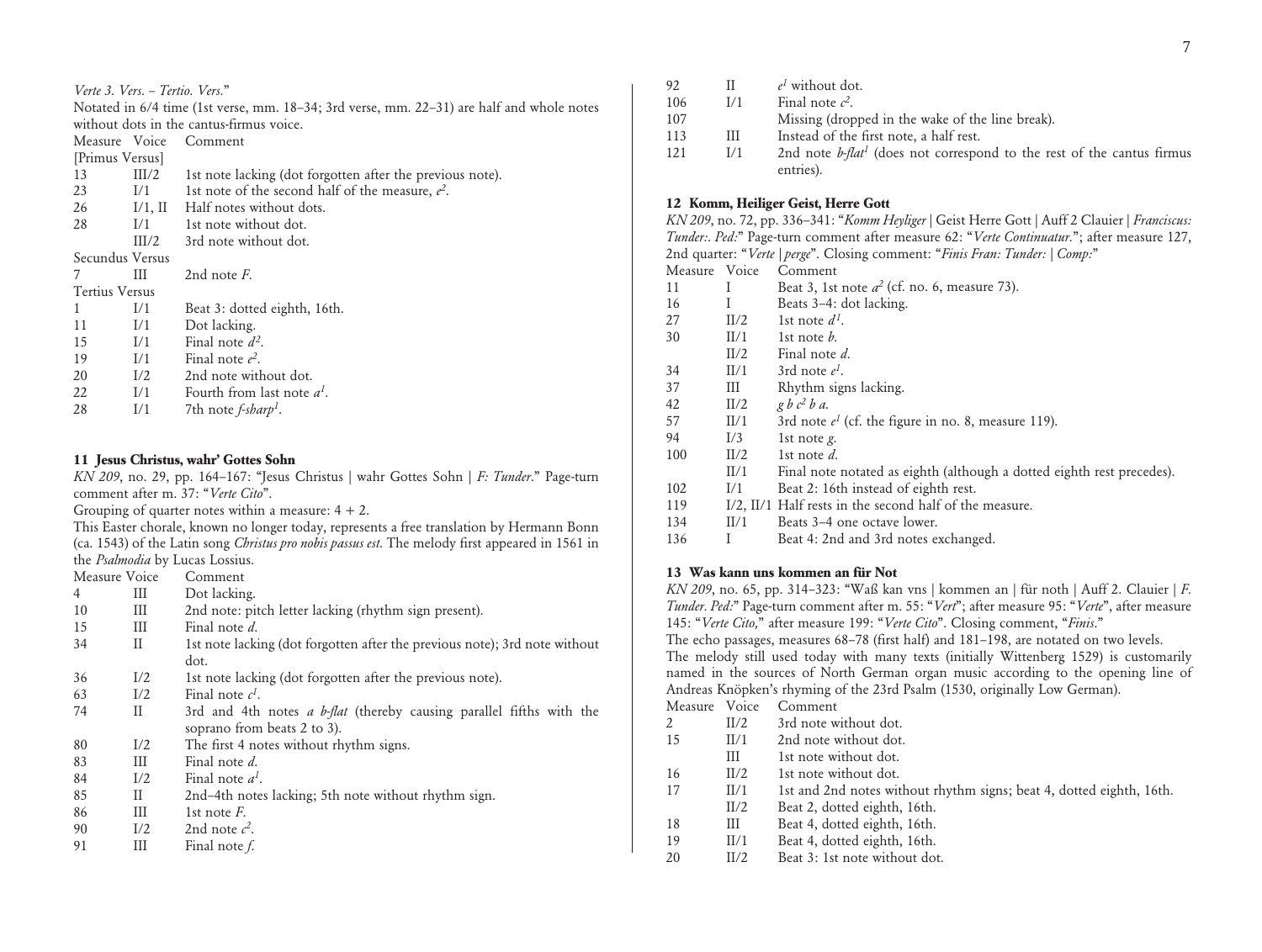*Verte 3. Vers. – Tertio. Vers.*"

Notated in 6/4 time (1st verse, mm. 18–34; 3rd verse, mm. 22–31) are half and whole notes without dots in the cantus-firmus voice.

| Measure | Voice | Comment |
|---|---|---|
| [Primus Versus] | | |
| 13 | III/2 | 1st note lacking (dot forgotten after the previous note). |
| 23 | I/1 | 1st note of the second half of the measure, $e^2$. |
| 26 | I/1, II | Half notes without dots. |
| 28 | I/1 | 1st note without dot. |
| | III/2 | 3rd note without dot. |
| Secundus Versus | | |
| 7 | III | 2nd note *F*. |
| Tertius Versus | | |
| 1 | I/1 | Beat 3: dotted eighth, 16th. |
| 11 | I/1 | Dot lacking. |
| 15 | I/1 | Final note $d^2$. |
| 19 | I/1 | Final note $e^2$. |
| 20 | I/2 | 2nd note without dot. |
| 22 | I/1 | Fourth from last note $a^1$. |
| 28 | I/1 | 7th note *f-sharp*$^1$. |

## 11 Jesus Christus, wahr' Gottes Sohn

*KN 209*, no. 29, pp. 164–167: "Jesus Christus | wahr Gottes Sohn | *F: Tunder*." Page-turn comment after m. 37: "*Verte Cito*".

Grouping of quarter notes within a measure: 4 + 2.

This Easter chorale, known no longer today, represents a free translation by Hermann Bonn (ca. 1543) of the Latin song *Christus pro nobis passus est*. The melody first appeared in 1561 in the *Psalmodia* by Lucas Lossius.

| Measure | Voice | Comment |
|---|---|---|
| 4 | III | Dot lacking. |
| 10 | III | 2nd note: pitch letter lacking (rhythm sign present). |
| 15 | III | Final note *d*. |
| 34 | II | 1st note lacking (dot forgotten after the previous note); 3rd note without dot. |
| 36 | I/2 | 1st note lacking (dot forgotten after the previous note). |
| 63 | I/2 | Final note $c^1$. |
| 74 | II | 3rd and 4th notes *a b-flat* (thereby causing parallel fifths with the soprano from beats 2 to 3). |
| 80 | I/2 | The first 4 notes without rhythm signs. |
| 83 | III | Final note *d*. |
| 84 | I/2 | Final note $a^1$. |
| 85 | II | 2nd–4th notes lacking; 5th note without rhythm sign. |
| 86 | III | 1st note *F*. |
| 90 | I/2 | 2nd note $c^2$. |
| 91 | III | Final note *f*. |
| 92 | II | $e^1$ without dot. |
| 106 | I/1 | Final note $c^2$. |
| 107 | | Missing (dropped in the wake of the line break). |
| 113 | III | Instead of the first note, a half rest. |
| 121 | I/1 | 2nd note *b-flat*$^1$ (does not correspond to the rest of the cantus firmus entries). |

## 12 Komm, Heiliger Geist, Herre Gott

*KN 209*, no. 72, pp. 336–341: "*Komm Heyliger* | Geist Herre Gott | Auff 2 Clauier | *Franciscus: Tunder:. Ped:*" Page-turn comment after measure 62: "*Verte Continuatur.*"; after measure 127, 2nd quarter: "*Verte* | *perge*". Closing comment: "*Finis Fran: Tunder:* | *Comp:*"

| Measure | Voice | Comment |
|---|---|---|
| 11 | I | Beat 3, 1st note $a^2$ (cf. no. 6, measure 73). |
| 16 | I | Beats 3–4: dot lacking. |
| 27 | II/2 | 1st note $d^1$. |
| 30 | II/1 | 1st note *b*. |
| | II/2 | Final note *d*. |
| 34 | II/1 | 3rd note $e^1$. |
| 37 | III | Rhythm signs lacking. |
| 42 | II/2 | *g b* $c^2$ *b a*. |
| 57 | II/1 | 3rd note $e^1$ (cf. the figure in no. 8, measure 119). |
| 94 | I/3 | 1st note *g*. |
| 100 | II/2 | 1st note *d*. |
| | II/1 | Final note notated as eighth (although a dotted eighth rest precedes). |
| 102 | I/1 | Beat 2: 16th instead of eighth rest. |
| 119 | I/2, II/1 | Half rests in the second half of the measure. |
| 134 | II/1 | Beats 3–4 one octave lower. |
| 136 | I | Beat 4: 2nd and 3rd notes exchanged. |

## 13 Was kann uns kommen an für Not

*KN 209*, no. 65, pp. 314–323: "Waß kan vns | kommen an | für noth | Auff 2. Clauier | *F. Tunder. Ped:*" Page-turn comment after m. 55: "*Vert*"; after measure 95: "*Verte*", after measure 145: "*Verte Cito,*" after measure 199: "*Verte Cito*". Closing comment, "*Finis.*"

The echo passages, measures 68–78 (first half) and 181–198, are notated on two levels.

The melody still used today with many texts (initially Wittenberg 1529) is customarily named in the sources of North German organ music according to the opening line of Andreas Knöpken's rhyming of the 23rd Psalm (1530, originally Low German).

| Measure | Voice | Comment |
|---|---|---|
| 2 | II/2 | 3rd note without dot. |
| 15 | II/1 | 2nd note without dot. |
| | III | 1st note without dot. |
| 16 | II/2 | 1st note without dot. |
| 17 | II/1 | 1st and 2nd notes without rhythm signs; beat 4, dotted eighth, 16th. |
| | II/2 | Beat 2, dotted eighth, 16th. |
| 18 | III | Beat 4, dotted eighth, 16th. |
| 19 | II/1 | Beat 4, dotted eighth, 16th. |
| 20 | II/2 | Beat 3: 1st note without dot. |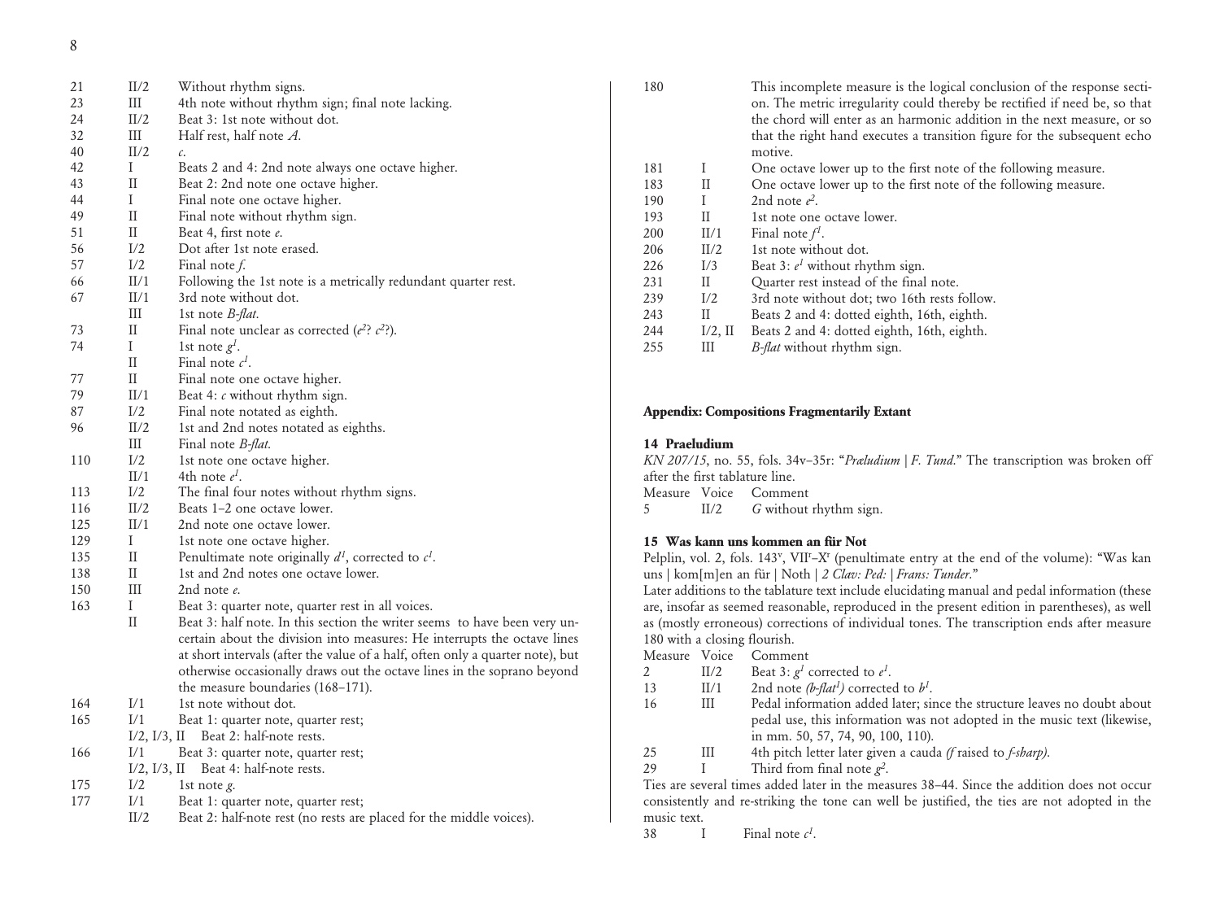| Measure | Voice | Comment |
|---|---|---|
| 21 | II/2 | Without rhythm signs. |
| 23 | III | 4th note without rhythm sign; final note lacking. |
| 24 | II/2 | Beat 3: 1st note without dot. |
| 32 | III | Half rest, half note *A*. |
| 40 | II/2 | *c*. |
| 42 | I | Beats 2 and 4: 2nd note always one octave higher. |
| 43 | II | Beat 2: 2nd note one octave higher. |
| 44 | I | Final note one octave higher. |
| 49 | II | Final note without rhythm sign. |
| 51 | II | Beat 4, first note *e*. |
| 56 | I/2 | Dot after 1st note erased. |
| 57 | I/2 | Final note *f*. |
| 66 | II/1 | Following the 1st note is a metrically redundant quarter rest. |
| 67 | II/1 | 3rd note without dot. |
|  | III | 1st note *B-flat*. |
| 73 | II | Final note unclear as corrected ($e^2$? $c^2$?). |
| 74 | I | 1st note $g^1$. |
|  | II | Final note $c^1$. |
| 77 | II | Final note one octave higher. |
| 79 | II/1 | Beat 4: *c* without rhythm sign. |
| 87 | I/2 | Final note notated as eighth. |
| 96 | II/2 | 1st and 2nd notes notated as eighths. |
|  | III | Final note *B-flat*. |
| 110 | I/2 | 1st note one octave higher. |
|  | II/1 | 4th note $e^1$. |
| 113 | I/2 | The final four notes without rhythm signs. |
| 116 | II/2 | Beats 1–2 one octave lower. |
| 125 | II/1 | 2nd note one octave lower. |
| 129 | I | 1st note one octave higher. |
| 135 | II | Penultimate note originally $d^1$, corrected to $c^1$. |
| 138 | II | 1st and 2nd notes one octave lower. |
| 150 | III | 2nd note *e*. |
| 163 | I | Beat 3: quarter note, quarter rest in all voices. |
|  | II | Beat 3: half note. In this section the writer seems to have been very uncertain about the division into measures: He interrupts the octave lines at short intervals (after the value of a half, often only a quarter note), but otherwise occasionally draws out the octave lines in the soprano beyond the measure boundaries (168–171). |
| 164 | I/1 | 1st note without dot. |
| 165 | I/1 | Beat 1: quarter note, quarter rest; |
|  | I/2, I/3, II | Beat 2: half-note rests. |
| 166 | I/1 | Beat 3: quarter note, quarter rest; |
|  | I/2, I/3, II | Beat 4: half-note rests. |
| 175 | I/2 | 1st note *g*. |
| 177 | I/1 | Beat 1: quarter note, quarter rest; |
|  | II/2 | Beat 2: half-note rest (no rests are placed for the middle voices). |
| 180 |  | This incomplete measure is the logical conclusion of the response section. The metric irregularity could thereby be rectified if need be, so that the chord will enter as an harmonic addition in the next measure, or so that the right hand executes a transition figure for the subsequent echo motive. |
| 181 | I | One octave lower up to the first note of the following measure. |
| 183 | II | One octave lower up to the first note of the following measure. |
| 190 | I | 2nd note $e^2$. |
| 193 | II | 1st note one octave lower. |
| 200 | II/1 | Final note $f^1$. |
| 206 | II/2 | 1st note without dot. |
| 226 | I/3 | Beat 3: $e^1$ without rhythm sign. |
| 231 | II | Quarter rest instead of the final note. |
| 239 | I/2 | 3rd note without dot; two 16th rests follow. |
| 243 | II | Beats 2 and 4: dotted eighth, 16th, eighth. |
| 244 | I/2, II | Beats 2 and 4: dotted eighth, 16th, eighth. |
| 255 | III | *B-flat* without rhythm sign. |

## Appendix: Compositions Fragmentarily Extant

### 14 Praeludium

*KN 207/15*, no. 55, fols. 34v–35r: "*Præludium | F. Tund.*" The transcription was broken off after the first tablature line.

| Measure | Voice | Comment |
|---|---|---|
| 5 | II/2 | *G* without rhythm sign. |

### 15 Was kann uns kommen an für Not

Pelplin, vol. 2, fols. 143v, VIIr–Xr (penultimate entry at the end of the volume): "Was kan uns | kom[m]en an für | Noth | *2 Clav: Ped: | Frans: Tunder.*"

Later additions to the tablature text include elucidating manual and pedal information (these are, insofar as seemed reasonable, reproduced in the present edition in parentheses), as well as (mostly erroneous) corrections of individual tones. The transcription ends after measure 180 with a closing flourish.

| Measure | Voice | Comment |
|---|---|---|
| 2 | II/2 | Beat 3: $g^1$ corrected to $e^1$. |
| 13 | II/1 | 2nd note *(b-flat*$^1$*)* corrected to $b^1$. |
| 16 | III | Pedal information added later; since the structure leaves no doubt about pedal use, this information was not adopted in the music text (likewise, in mm. 50, 57, 74, 90, 100, 110). |
| 25 | III | 4th pitch letter later given a cauda *(f* raised to *f-sharp)*. |
| 29 | I | Third from final note $g^2$. |

Ties are several times added later in the measures 38–44. Since the addition does not occur consistently and re-striking the tone can well be justified, the ties are not adopted in the music text.

| Measure | Voice | Comment |
|---|---|---|
| 38 | I | Final note $c^1$. |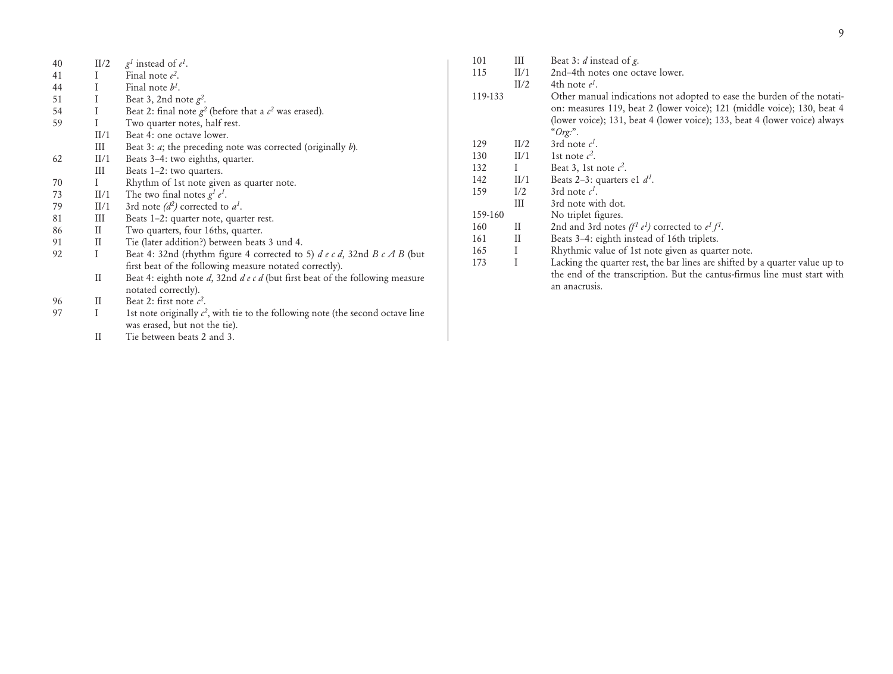| | | |
|---|---|---|
| 40 | II/2 | *g*[1] instead of *e*[1]. |
| 41 | I | Final note *e*[2]. |
| 44 | I | Final note *b*[1]. |
| 51 | I | Beat 3, 2nd note *g*[2]. |
| 54 | I | Beat 2: final note *g*[2] (before that a *c*[2] was erased). |
| 59 | I | Two quarter notes, half rest. |
| | II/1 | Beat 4: one octave lower. |
| | III | Beat 3: *a*; the preceding note was corrected (originally *b*). |
| 62 | II/1 | Beats 3–4: two eighths, quarter. |
| | III | Beats 1–2: two quarters. |
| 70 | I | Rhythm of 1st note given as quarter note. |
| 73 | II/1 | The two final notes *g*[1] *e*[1]. |
| 79 | II/1 | 3rd note *(d*[2]*)* corrected to *a*[1]. |
| 81 | III | Beats 1–2: quarter note, quarter rest. |
| 86 | II | Two quarters, four 16ths, quarter. |
| 91 | II | Tie (later addition?) between beats 3 und 4. |
| 92 | I | Beat 4: 32nd (rhythm figure 4 corrected to 5) *d e c d*, 32nd *B c A B* (but first beat of the following measure notated correctly). |
| | II | Beat 4: eighth note *d*, 32nd *d e c d* (but first beat of the following measure notated correctly). |
| 96 | II | Beat 2: first note *c*[2]. |
| 97 | I | 1st note originally *c*[2], with tie to the following note (the second octave line was erased, but not the tie). |
| | II | Tie between beats 2 and 3. |
| 101 | III | Beat 3: *d* instead of *g*. |
| 115 | II/1 | 2nd–4th notes one octave lower. |
| | II/2 | 4th note *e*[1]. |
| 119-133 | | Other manual indications not adopted to ease the burden of the notation: measures 119, beat 2 (lower voice); 121 (middle voice); 130, beat 4 (lower voice); 131, beat 4 (lower voice); 133, beat 4 (lower voice) always "*Org:*". |
| 129 | II/2 | 3rd note *c*[1]. |
| 130 | II/1 | 1st note *c*[2]. |
| 132 | I | Beat 3, 1st note *c*[2]. |
| 142 | II/1 | Beats 2–3: quarters e1 *d*[1]. |
| 159 | I/2 | 3rd note *c*[1]. |
| | III | 3rd note with dot. |
| 159-160 | | No triplet figures. |
| 160 | II | 2nd and 3rd notes *(f*[1] *e*[1]*)* corrected to *e*[1] *f*[1]. |
| 161 | II | Beats 3–4: eighth instead of 16th triplets. |
| 165 | I | Rhythmic value of 1st note given as quarter note. |
| 173 | I | Lacking the quarter rest, the bar lines are shifted by a quarter value up to the end of the transcription. But the cantus-firmus line must start with an anacrusis. |